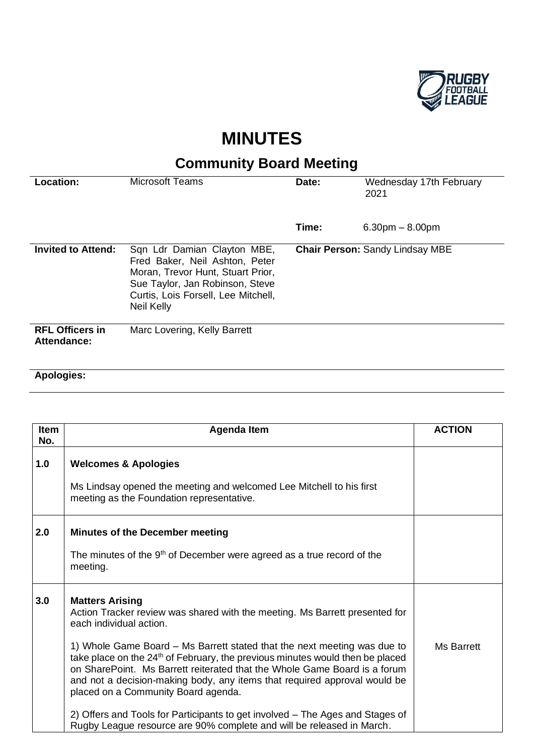# MINUTES

## Community Board Meeting

| | | | |
|---|---|---|---|
| **Location:** | Microsoft Teams | **Date:** | Wednesday 17th February 2021 |
| | | **Time:** | 6.30pm – 8.00pm |
| **Invited to Attend:** | Sqn Ldr Damian Clayton MBE, Fred Baker, Neil Ashton, Peter Moran, Trevor Hunt, Stuart Prior, Sue Taylor, Jan Robinson, Steve Curtis, Lois Forsell, Lee Mitchell, Neil Kelly | **Chair Person:** Sandy Lindsay MBE | |
| **RFL Officers in Attendance:** | Marc Lovering, Kelly Barrett | | |
| **Apologies:** | | | |

| Item No. | Agenda Item | ACTION |
|---|---|---|
| **1.0** | **Welcomes & Apologies**<br><br>Ms Lindsay opened the meeting and welcomed Lee Mitchell to his first meeting as the Foundation representative. | |
| **2.0** | **Minutes of the December meeting**<br><br>The minutes of the 9th of December were agreed as a true record of the meeting. | |
| **3.0** | **Matters Arising**<br>Action Tracker review was shared with the meeting. Ms Barrett presented for each individual action.<br><br>1) Whole Game Board – Ms Barrett stated that the next meeting was due to take place on the 24th of February, the previous minutes would then be placed on SharePoint. Ms Barrett reiterated that the Whole Game Board is a forum and not a decision-making body, any items that required approval would be placed on a Community Board agenda.<br><br>2) Offers and Tools for Participants to get involved – The Ages and Stages of Rugby League resource are 90% complete and will be released in March. | Ms Barrett |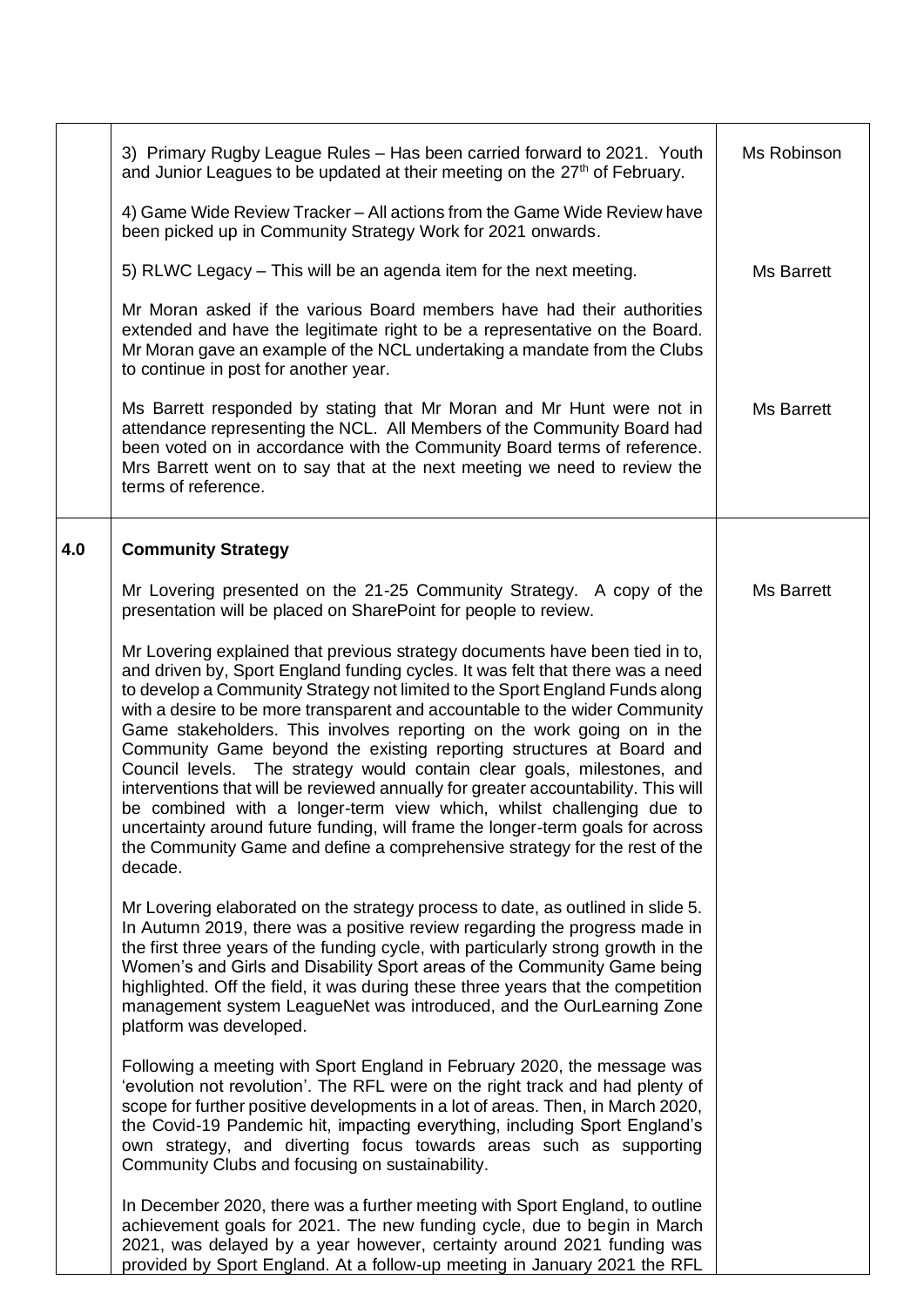| | | |
|---|---|---|
| | 3) Primary Rugby League Rules – Has been carried forward to 2021. Youth and Junior Leagues to be updated at their meeting on the 27th of February. | Ms Robinson |
| | 4) Game Wide Review Tracker – All actions from the Game Wide Review have been picked up in Community Strategy Work for 2021 onwards. | |
| | 5) RLWC Legacy – This will be an agenda item for the next meeting. | Ms Barrett |
| | Mr Moran asked if the various Board members have had their authorities extended and have the legitimate right to be a representative on the Board. Mr Moran gave an example of the NCL undertaking a mandate from the Clubs to continue in post for another year. | |
| | Ms Barrett responded by stating that Mr Moran and Mr Hunt were not in attendance representing the NCL. All Members of the Community Board had been voted on in accordance with the Community Board terms of reference. Mrs Barrett went on to say that at the next meeting we need to review the terms of reference. | Ms Barrett |
| **4.0** | **Community Strategy** | |
| | Mr Lovering presented on the 21-25 Community Strategy. A copy of the presentation will be placed on SharePoint for people to review. | Ms Barrett |
| | Mr Lovering explained that previous strategy documents have been tied in to, and driven by, Sport England funding cycles. It was felt that there was a need to develop a Community Strategy not limited to the Sport England Funds along with a desire to be more transparent and accountable to the wider Community Game stakeholders. This involves reporting on the work going on in the Community Game beyond the existing reporting structures at Board and Council levels. The strategy would contain clear goals, milestones, and interventions that will be reviewed annually for greater accountability. This will be combined with a longer-term view which, whilst challenging due to uncertainty around future funding, will frame the longer-term goals for across the Community Game and define a comprehensive strategy for the rest of the decade. | |
| | Mr Lovering elaborated on the strategy process to date, as outlined in slide 5. In Autumn 2019, there was a positive review regarding the progress made in the first three years of the funding cycle, with particularly strong growth in the Women's and Girls and Disability Sport areas of the Community Game being highlighted. Off the field, it was during these three years that the competition management system LeagueNet was introduced, and the OurLearning Zone platform was developed. | |
| | Following a meeting with Sport England in February 2020, the message was 'evolution not revolution'. The RFL were on the right track and had plenty of scope for further positive developments in a lot of areas. Then, in March 2020, the Covid-19 Pandemic hit, impacting everything, including Sport England's own strategy, and diverting focus towards areas such as supporting Community Clubs and focusing on sustainability. | |
| | In December 2020, there was a further meeting with Sport England, to outline achievement goals for 2021. The new funding cycle, due to begin in March 2021, was delayed by a year however, certainty around 2021 funding was provided by Sport England. At a follow-up meeting in January 2021 the RFL | |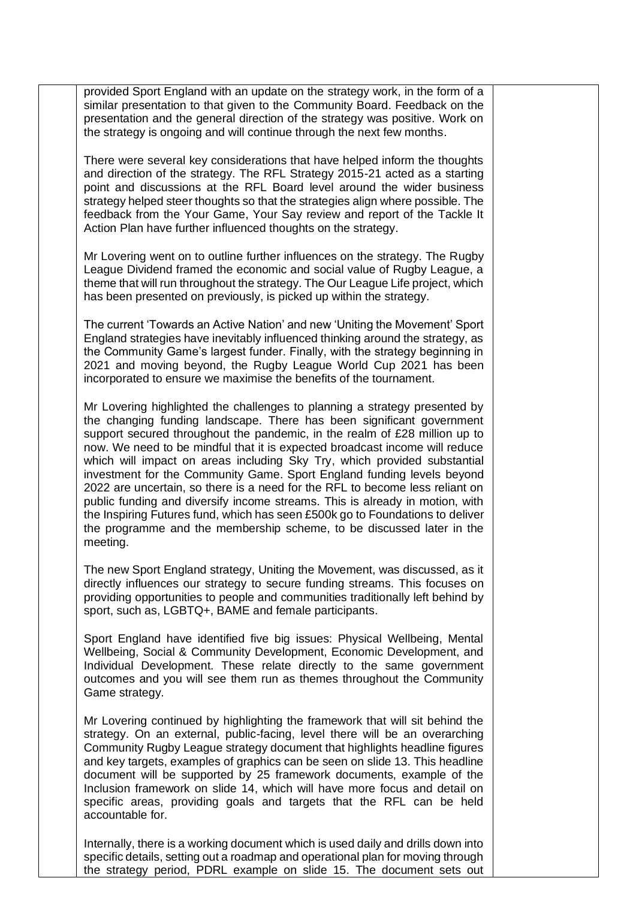provided Sport England with an update on the strategy work, in the form of a similar presentation to that given to the Community Board. Feedback on the presentation and the general direction of the strategy was positive. Work on the strategy is ongoing and will continue through the next few months.

There were several key considerations that have helped inform the thoughts and direction of the strategy. The RFL Strategy 2015-21 acted as a starting point and discussions at the RFL Board level around the wider business strategy helped steer thoughts so that the strategies align where possible. The feedback from the Your Game, Your Say review and report of the Tackle It Action Plan have further influenced thoughts on the strategy.

Mr Lovering went on to outline further influences on the strategy. The Rugby League Dividend framed the economic and social value of Rugby League, a theme that will run throughout the strategy. The Our League Life project, which has been presented on previously, is picked up within the strategy.

The current 'Towards an Active Nation' and new 'Uniting the Movement' Sport England strategies have inevitably influenced thinking around the strategy, as the Community Game's largest funder. Finally, with the strategy beginning in 2021 and moving beyond, the Rugby League World Cup 2021 has been incorporated to ensure we maximise the benefits of the tournament.

Mr Lovering highlighted the challenges to planning a strategy presented by the changing funding landscape. There has been significant government support secured throughout the pandemic, in the realm of £28 million up to now. We need to be mindful that it is expected broadcast income will reduce which will impact on areas including Sky Try, which provided substantial investment for the Community Game. Sport England funding levels beyond 2022 are uncertain, so there is a need for the RFL to become less reliant on public funding and diversify income streams. This is already in motion, with the Inspiring Futures fund, which has seen £500k go to Foundations to deliver the programme and the membership scheme, to be discussed later in the meeting.

The new Sport England strategy, Uniting the Movement, was discussed, as it directly influences our strategy to secure funding streams. This focuses on providing opportunities to people and communities traditionally left behind by sport, such as, LGBTQ+, BAME and female participants.

Sport England have identified five big issues: Physical Wellbeing, Mental Wellbeing, Social & Community Development, Economic Development, and Individual Development. These relate directly to the same government outcomes and you will see them run as themes throughout the Community Game strategy.

Mr Lovering continued by highlighting the framework that will sit behind the strategy. On an external, public-facing, level there will be an overarching Community Rugby League strategy document that highlights headline figures and key targets, examples of graphics can be seen on slide 13. This headline document will be supported by 25 framework documents, example of the Inclusion framework on slide 14, which will have more focus and detail on specific areas, providing goals and targets that the RFL can be held accountable for.

Internally, there is a working document which is used daily and drills down into specific details, setting out a roadmap and operational plan for moving through the strategy period, PDRL example on slide 15. The document sets out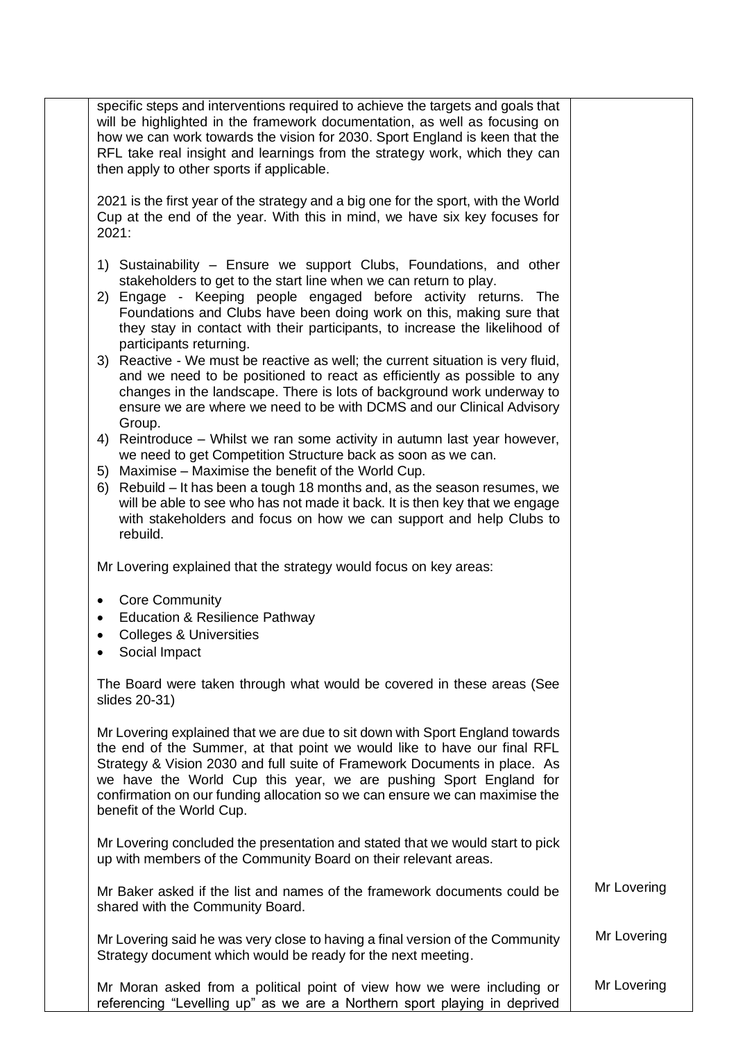| | | |
|---|---|---|
| | specific steps and interventions required to achieve the targets and goals that will be highlighted in the framework documentation, as well as focusing on how we can work towards the vision for 2030. Sport England is keen that the RFL take real insight and learnings from the strategy work, which they can then apply to other sports if applicable.<br><br>2021 is the first year of the strategy and a big one for the sport, with the World Cup at the end of the year. With this in mind, we have six key focuses for 2021:<br><br>1) Sustainability – Ensure we support Clubs, Foundations, and other stakeholders to get to the start line when we can return to play.<br>2) Engage - Keeping people engaged before activity returns. The Foundations and Clubs have been doing work on this, making sure that they stay in contact with their participants, to increase the likelihood of participants returning.<br>3) Reactive - We must be reactive as well; the current situation is very fluid, and we need to be positioned to react as efficiently as possible to any changes in the landscape. There is lots of background work underway to ensure we are where we need to be with DCMS and our Clinical Advisory Group.<br>4) Reintroduce – Whilst we ran some activity in autumn last year however, we need to get Competition Structure back as soon as we can.<br>5) Maximise – Maximise the benefit of the World Cup.<br>6) Rebuild – It has been a tough 18 months and, as the season resumes, we will be able to see who has not made it back. It is then key that we engage with stakeholders and focus on how we can support and help Clubs to rebuild.<br><br>Mr Lovering explained that the strategy would focus on key areas:<br><br>• Core Community<br>• Education & Resilience Pathway<br>• Colleges & Universities<br>• Social Impact<br><br>The Board were taken through what would be covered in these areas (See slides 20-31)<br><br>Mr Lovering explained that we are due to sit down with Sport England towards the end of the Summer, at that point we would like to have our final RFL Strategy & Vision 2030 and full suite of Framework Documents in place. As we have the World Cup this year, we are pushing Sport England for confirmation on our funding allocation so we can ensure we can maximise the benefit of the World Cup.<br><br>Mr Lovering concluded the presentation and stated that we would start to pick up with members of the Community Board on their relevant areas. | |
| | Mr Baker asked if the list and names of the framework documents could be shared with the Community Board. | Mr Lovering |
| | Mr Lovering said he was very close to having a final version of the Community Strategy document which would be ready for the next meeting. | Mr Lovering |
| | Mr Moran asked from a political point of view how we were including or referencing "Levelling up" as we are a Northern sport playing in deprived | Mr Lovering |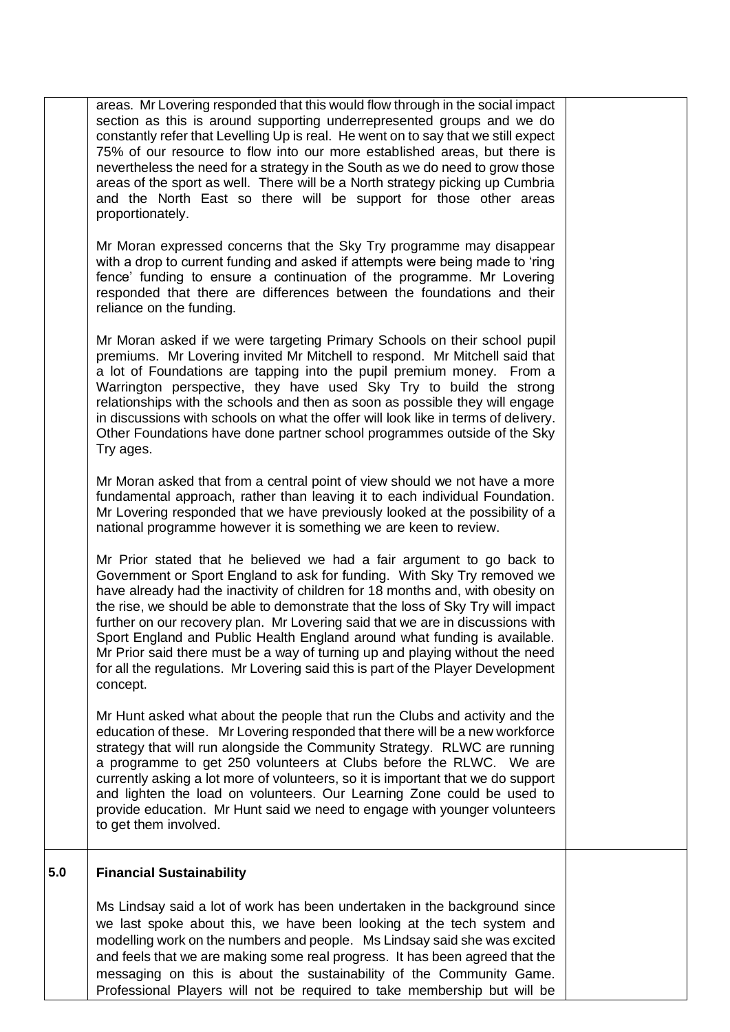| | | |
|---|---|---|
| | areas. Mr Lovering responded that this would flow through in the social impact section as this is around supporting underrepresented groups and we do constantly refer that Levelling Up is real. He went on to say that we still expect 75% of our resource to flow into our more established areas, but there is nevertheless the need for a strategy in the South as we do need to grow those areas of the sport as well. There will be a North strategy picking up Cumbria and the North East so there will be support for those other areas proportionately.<br><br>Mr Moran expressed concerns that the Sky Try programme may disappear with a drop to current funding and asked if attempts were being made to 'ring fence' funding to ensure a continuation of the programme. Mr Lovering responded that there are differences between the foundations and their reliance on the funding.<br><br>Mr Moran asked if we were targeting Primary Schools on their school pupil premiums. Mr Lovering invited Mr Mitchell to respond. Mr Mitchell said that a lot of Foundations are tapping into the pupil premium money. From a Warrington perspective, they have used Sky Try to build the strong relationships with the schools and then as soon as possible they will engage in discussions with schools on what the offer will look like in terms of delivery. Other Foundations have done partner school programmes outside of the Sky Try ages.<br><br>Mr Moran asked that from a central point of view should we not have a more fundamental approach, rather than leaving it to each individual Foundation. Mr Lovering responded that we have previously looked at the possibility of a national programme however it is something we are keen to review.<br><br>Mr Prior stated that he believed we had a fair argument to go back to Government or Sport England to ask for funding. With Sky Try removed we have already had the inactivity of children for 18 months and, with obesity on the rise, we should be able to demonstrate that the loss of Sky Try will impact further on our recovery plan. Mr Lovering said that we are in discussions with Sport England and Public Health England around what funding is available. Mr Prior said there must be a way of turning up and playing without the need for all the regulations. Mr Lovering said this is part of the Player Development concept.<br><br>Mr Hunt asked what about the people that run the Clubs and activity and the education of these. Mr Lovering responded that there will be a new workforce strategy that will run alongside the Community Strategy. RLWC are running a programme to get 250 volunteers at Clubs before the RLWC. We are currently asking a lot more of volunteers, so it is important that we do support and lighten the load on volunteers. Our Learning Zone could be used to provide education. Mr Hunt said we need to engage with younger volunteers to get them involved. | |
| **5.0** | **Financial Sustainability**<br><br>Ms Lindsay said a lot of work has been undertaken in the background since we last spoke about this, we have been looking at the tech system and modelling work on the numbers and people. Ms Lindsay said she was excited and feels that we are making some real progress. It has been agreed that the messaging on this is about the sustainability of the Community Game. Professional Players will not be required to take membership but will be | |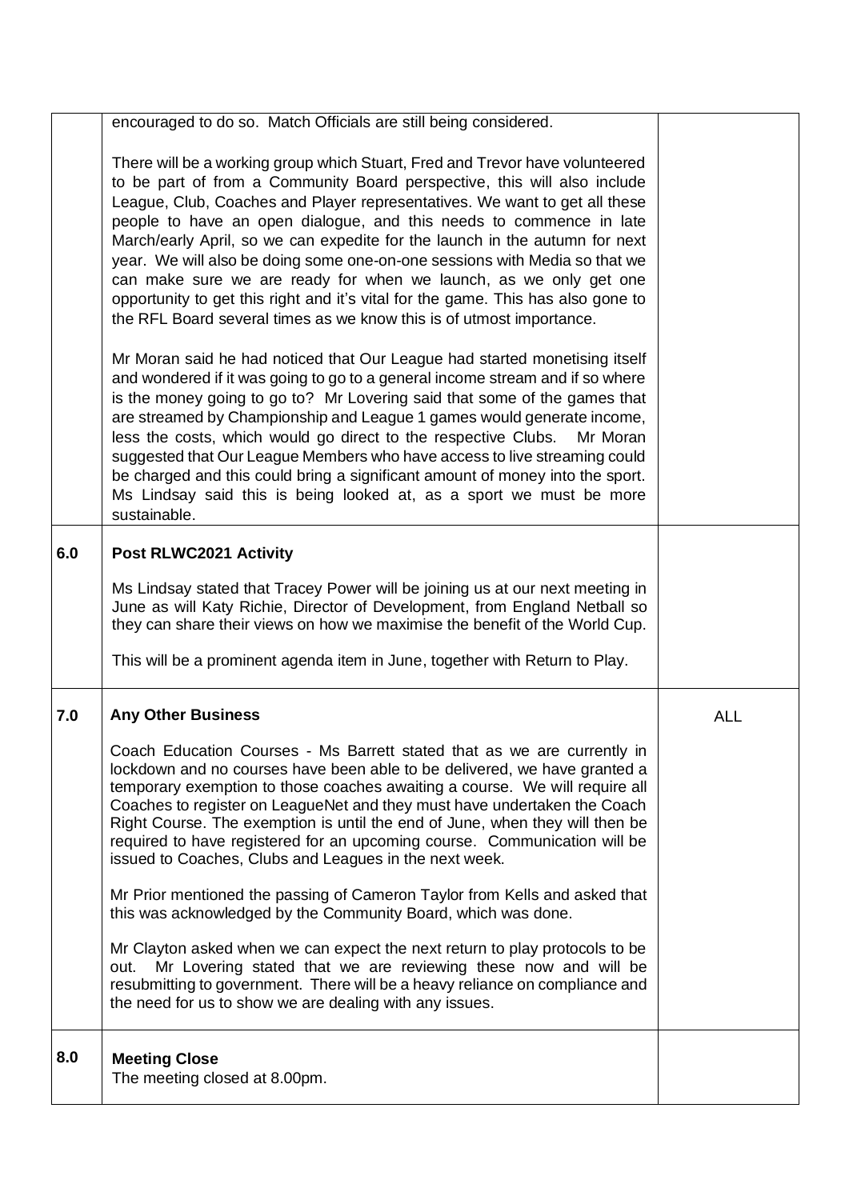| | | |
|---|---|---|
| | encouraged to do so. Match Officials are still being considered.<br><br>There will be a working group which Stuart, Fred and Trevor have volunteered to be part of from a Community Board perspective, this will also include League, Club, Coaches and Player representatives. We want to get all these people to have an open dialogue, and this needs to commence in late March/early April, so we can expedite for the launch in the autumn for next year. We will also be doing some one-on-one sessions with Media so that we can make sure we are ready for when we launch, as we only get one opportunity to get this right and it's vital for the game. This has also gone to the RFL Board several times as we know this is of utmost importance.<br><br>Mr Moran said he had noticed that Our League had started monetising itself and wondered if it was going to go to a general income stream and if so where is the money going to go to? Mr Lovering said that some of the games that are streamed by Championship and League 1 games would generate income, less the costs, which would go direct to the respective Clubs. Mr Moran suggested that Our League Members who have access to live streaming could be charged and this could bring a significant amount of money into the sport. Ms Lindsay said this is being looked at, as a sport we must be more sustainable. | |
| **6.0** | **Post RLWC2021 Activity**<br><br>Ms Lindsay stated that Tracey Power will be joining us at our next meeting in June as will Katy Richie, Director of Development, from England Netball so they can share their views on how we maximise the benefit of the World Cup.<br><br>This will be a prominent agenda item in June, together with Return to Play. | |
| **7.0** | **Any Other Business**<br><br>Coach Education Courses - Ms Barrett stated that as we are currently in lockdown and no courses have been able to be delivered, we have granted a temporary exemption to those coaches awaiting a course. We will require all Coaches to register on LeagueNet and they must have undertaken the Coach Right Course. The exemption is until the end of June, when they will then be required to have registered for an upcoming course. Communication will be issued to Coaches, Clubs and Leagues in the next week.<br><br>Mr Prior mentioned the passing of Cameron Taylor from Kells and asked that this was acknowledged by the Community Board, which was done.<br><br>Mr Clayton asked when we can expect the next return to play protocols to be out. Mr Lovering stated that we are reviewing these now and will be resubmitting to government. There will be a heavy reliance on compliance and the need for us to show we are dealing with any issues. | ALL |
| **8.0** | **Meeting Close**<br>The meeting closed at 8.00pm. | |